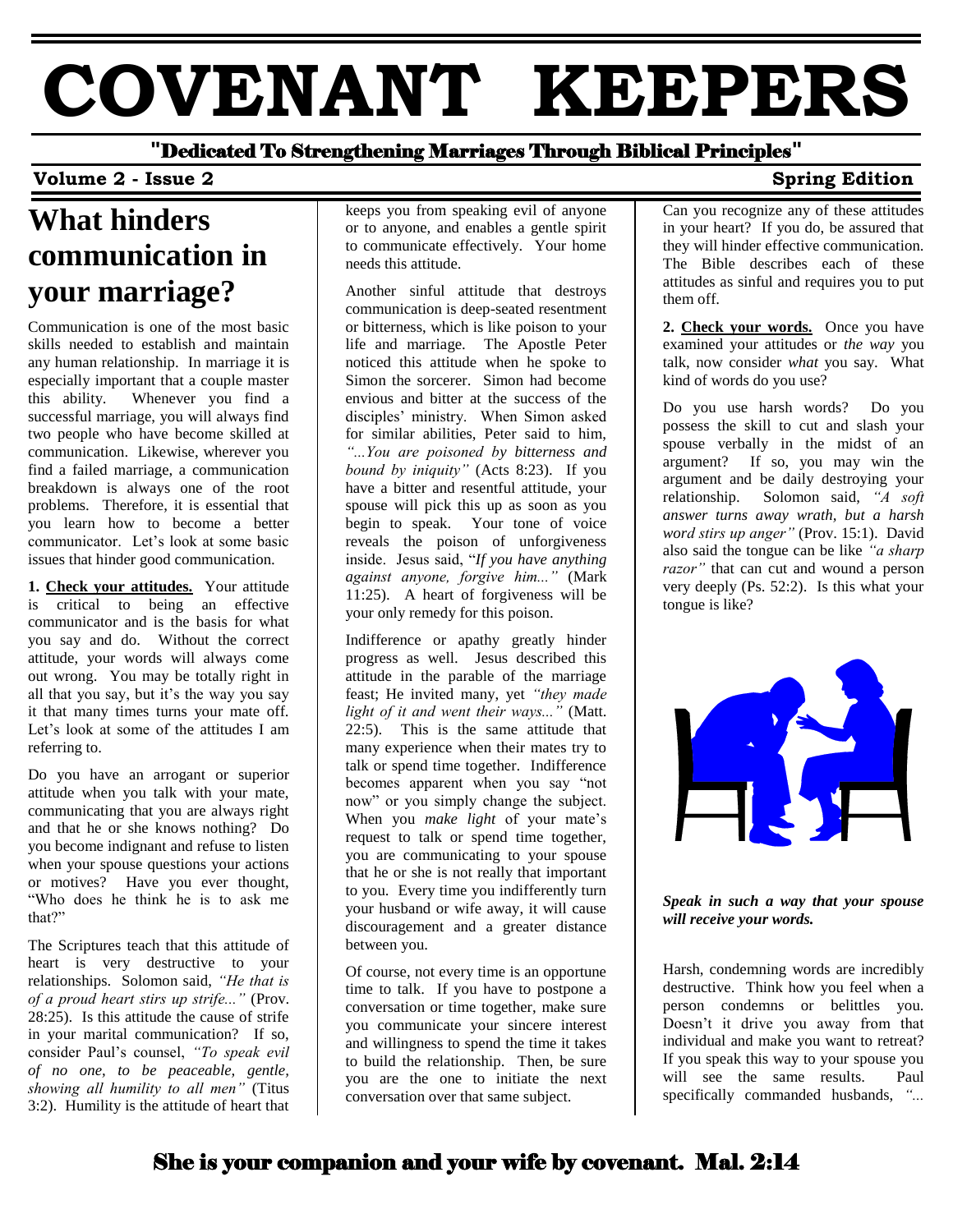# COVENANT KEEPERS

**"Dedicated To Strengthening Marriages Through Biblical Principles"**

**Volume 2 - Issue 2** **Spring Edition**

## What hinders communication in your marriage?

Communication is one of the most basic skills needed to establish and maintain any human relationship. In marriage it is especially important that a couple master this ability. Whenever you find a successful marriage, you will always find two people who have become skilled at communication. Likewise, wherever you find a failed marriage, a communication breakdown is always one of the root problems. Therefore, it is essential that you learn how to become a better communicator. Let's look at some basic issues that hinder good communication.

**1. Check your attitudes.** Your attitude is critical to being an effective communicator and is the basis for what you say and do. Without the correct attitude, your words will always come out wrong. You may be totally right in all that you say, but it's the way you say it that many times turns your mate off. Let's look at some of the attitudes I am referring to.

Do you have an arrogant or superior attitude when you talk with your mate, communicating that you are always right and that he or she knows nothing? Do you become indignant and refuse to listen when your spouse questions your actions or motives? Have you ever thought, "Who does he think he is to ask me that?"

The Scriptures teach that this attitude of heart is very destructive to your relationships. Solomon said, *"He that is of a proud heart stirs up strife..."* (Prov. 28:25). Is this attitude the cause of strife in your marital communication? If so, consider Paul's counsel, *"To speak evil of no one, to be peaceable, gentle, showing all humility to all men"* (Titus 3:2). Humility is the attitude of heart that keeps you from speaking evil of anyone or to anyone, and enables a gentle spirit to communicate effectively. Your home needs this attitude.

Another sinful attitude that destroys communication is deep-seated resentment or bitterness, which is like poison to your life and marriage. The Apostle Peter noticed this attitude when he spoke to Simon the sorcerer. Simon had become envious and bitter at the success of the disciples' ministry. When Simon asked for similar abilities, Peter said to him, *"...You are poisoned by bitterness and bound by iniquity"* (Acts 8:23). If you have a bitter and resentful attitude, your spouse will pick this up as soon as you begin to speak. Your tone of voice reveals the poison of unforgiveness inside. Jesus said, "*If you have anything against anyone, forgive him..."* (Mark 11:25). A heart of forgiveness will be your only remedy for this poison.

Indifference or apathy greatly hinder progress as well. Jesus described this attitude in the parable of the marriage feast; He invited many, yet *"they made light of it and went their ways..."* (Matt. 22:5). This is the same attitude that many experience when their mates try to talk or spend time together. Indifference becomes apparent when you say "not now" or you simply change the subject. When you *make light* of your mate's request to talk or spend time together, you are communicating to your spouse that he or she is not really that important to you. Every time you indifferently turn your husband or wife away, it will cause discouragement and a greater distance between you.

Of course, not every time is an opportune time to talk. If you have to postpone a conversation or time together, make sure you communicate your sincere interest and willingness to spend the time it takes to build the relationship. Then, be sure you are the one to initiate the next conversation over that same subject.

Can you recognize any of these attitudes in your heart? If you do, be assured that they will hinder effective communication. The Bible describes each of these attitudes as sinful and requires you to put them off.

**2. Check your words.** Once you have examined your attitudes or *the way* you talk, now consider *what* you say. What kind of words do you use?

Do you use harsh words? Do you possess the skill to cut and slash your spouse verbally in the midst of an argument? If so, you may win the argument and be daily destroying your relationship. Solomon said, *"A soft answer turns away wrath, but a harsh word stirs up anger"* (Prov. 15:1). David also said the tongue can be like *"a sharp razor"* that can cut and wound a person very deeply (Ps. 52:2). Is this what your tongue is like?

***Speak in such a way that your spouse will receive your words.***

Harsh, condemning words are incredibly destructive. Think how you feel when a person condemns or belittles you. Doesn't it drive you away from that individual and make you want to retreat? If you speak this way to your spouse you will see the same results. Paul specifically commanded husbands, *"...*

**She is your companion and your wife by covenant. Mal. 2:14**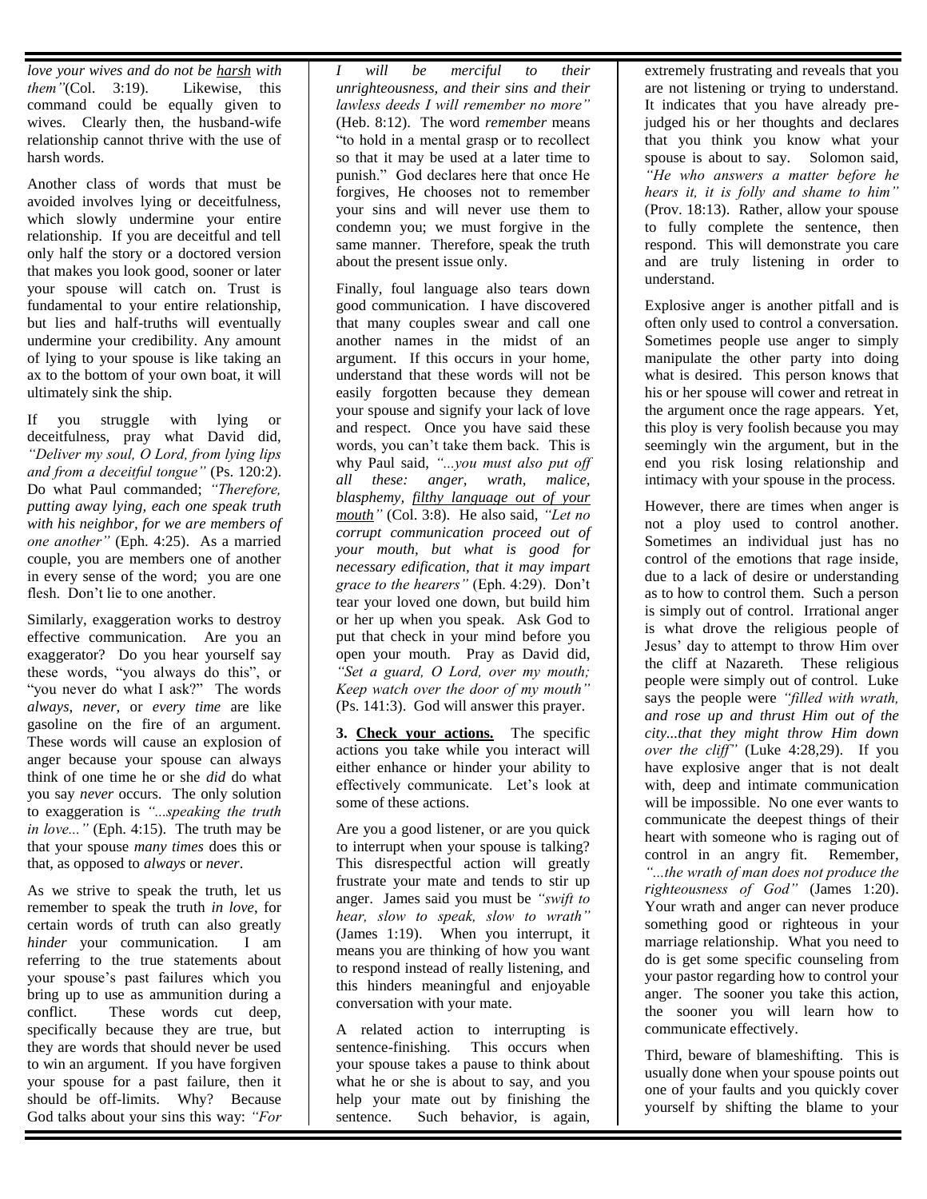*love your wives and do not be* *__harsh__* *with them"*(Col. 3:19). Likewise, this command could be equally given to wives. Clearly then, the husband-wife relationship cannot thrive with the use of harsh words.

Another class of words that must be avoided involves lying or deceitfulness, which slowly undermine your entire relationship. If you are deceitful and tell only half the story or a doctored version that makes you look good, sooner or later your spouse will catch on. Trust is fundamental to your entire relationship, but lies and half-truths will eventually undermine your credibility. Any amount of lying to your spouse is like taking an ax to the bottom of your own boat, it will ultimately sink the ship.

If you struggle with lying or deceitfulness, pray what David did, *"Deliver my soul, O Lord, from lying lips and from a deceitful tongue"* (Ps. 120:2). Do what Paul commanded; *"Therefore, putting away lying, each one speak truth with his neighbor, for we are members of one another"* (Eph. 4:25). As a married couple, you are members one of another in every sense of the word; you are one flesh. Don't lie to one another.

Similarly, exaggeration works to destroy effective communication. Are you an exaggerator? Do you hear yourself say these words, "you always do this", or "you never do what I ask?" The words *always*, *never*, or *every time* are like gasoline on the fire of an argument. These words will cause an explosion of anger because your spouse can always think of one time he or she *did* do what you say *never* occurs. The only solution to exaggeration is *"...speaking the truth in love..."* (Eph. 4:15). The truth may be that your spouse *many times* does this or that, as opposed to *always* or *never*.

As we strive to speak the truth, let us remember to speak the truth *in love*, for certain words of truth can also greatly *hinder* your communication. I am referring to the true statements about your spouse's past failures which you bring up to use as ammunition during a conflict. These words cut deep, specifically because they are true, but they are words that should never be used to win an argument. If you have forgiven your spouse for a past failure, then it should be off-limits. Why? Because God talks about your sins this way: *"For I will be merciful to their unrighteousness, and their sins and their lawless deeds I will remember no more"* (Heb. 8:12). The word *remember* means "to hold in a mental grasp or to recollect so that it may be used at a later time to punish." God declares here that once He forgives, He chooses not to remember your sins and will never use them to condemn you; we must forgive in the same manner. Therefore, speak the truth about the present issue only.

Finally, foul language also tears down good communication. I have discovered that many couples swear and call one another names in the midst of an argument. If this occurs in your home, understand that these words will not be easily forgotten because they demean your spouse and signify your lack of love and respect. Once you have said these words, you can't take them back. This is why Paul said, *"...you must also put off all these: anger, wrath, malice, blasphemy,* *__filthy language out of your mouth__"* (Col. 3:8). He also said, *"Let no corrupt communication proceed out of your mouth, but what is good for necessary edification, that it may impart grace to the hearers"* (Eph. 4:29). Don't tear your loved one down, but build him or her up when you speak. Ask God to put that check in your mind before you open your mouth. Pray as David did, *"Set a guard, O Lord, over my mouth; Keep watch over the door of my mouth"* (Ps. 141:3). God will answer this prayer.

**3. __Check your actions.__** The specific actions you take while you interact will either enhance or hinder your ability to effectively communicate. Let's look at some of these actions.

Are you a good listener, or are you quick to interrupt when your spouse is talking? This disrespectful action will greatly frustrate your mate and tends to stir up anger. James said you must be *"swift to hear, slow to speak, slow to wrath"* (James 1:19). When you interrupt, it means you are thinking of how you want to respond instead of really listening, and this hinders meaningful and enjoyable conversation with your mate.

A related action to interrupting is sentence-finishing. This occurs when your spouse takes a pause to think about what he or she is about to say, and you help your mate out by finishing the sentence. Such behavior, is again, extremely frustrating and reveals that you are not listening or trying to understand. It indicates that you have already pre-judged his or her thoughts and declares that you think you know what your spouse is about to say. Solomon said, *"He who answers a matter before he hears it, it is folly and shame to him"* (Prov. 18:13). Rather, allow your spouse to fully complete the sentence, then respond. This will demonstrate you care and are truly listening in order to understand.

Explosive anger is another pitfall and is often only used to control a conversation. Sometimes people use anger to simply manipulate the other party into doing what is desired. This person knows that his or her spouse will cower and retreat in the argument once the rage appears. Yet, this ploy is very foolish because you may seemingly win the argument, but in the end you risk losing relationship and intimacy with your spouse in the process.

However, there are times when anger is not a ploy used to control another. Sometimes an individual just has no control of the emotions that rage inside, due to a lack of desire or understanding as to how to control them. Such a person is simply out of control. Irrational anger is what drove the religious people of Jesus' day to attempt to throw Him over the cliff at Nazareth. These religious people were simply out of control. Luke says the people were *"filled with wrath, and rose up and thrust Him out of the city...that they might throw Him down over the cliff"* (Luke 4:28,29). If you have explosive anger that is not dealt with, deep and intimate communication will be impossible. No one ever wants to communicate the deepest things of their heart with someone who is raging out of control in an angry fit. Remember, *"...the wrath of man does not produce the righteousness of God"* (James 1:20). Your wrath and anger can never produce something good or righteous in your marriage relationship. What you need to do is get some specific counseling from your pastor regarding how to control your anger. The sooner you take this action, the sooner you will learn how to communicate effectively.

Third, beware of blameshifting. This is usually done when your spouse points out one of your faults and you quickly cover yourself by shifting the blame to your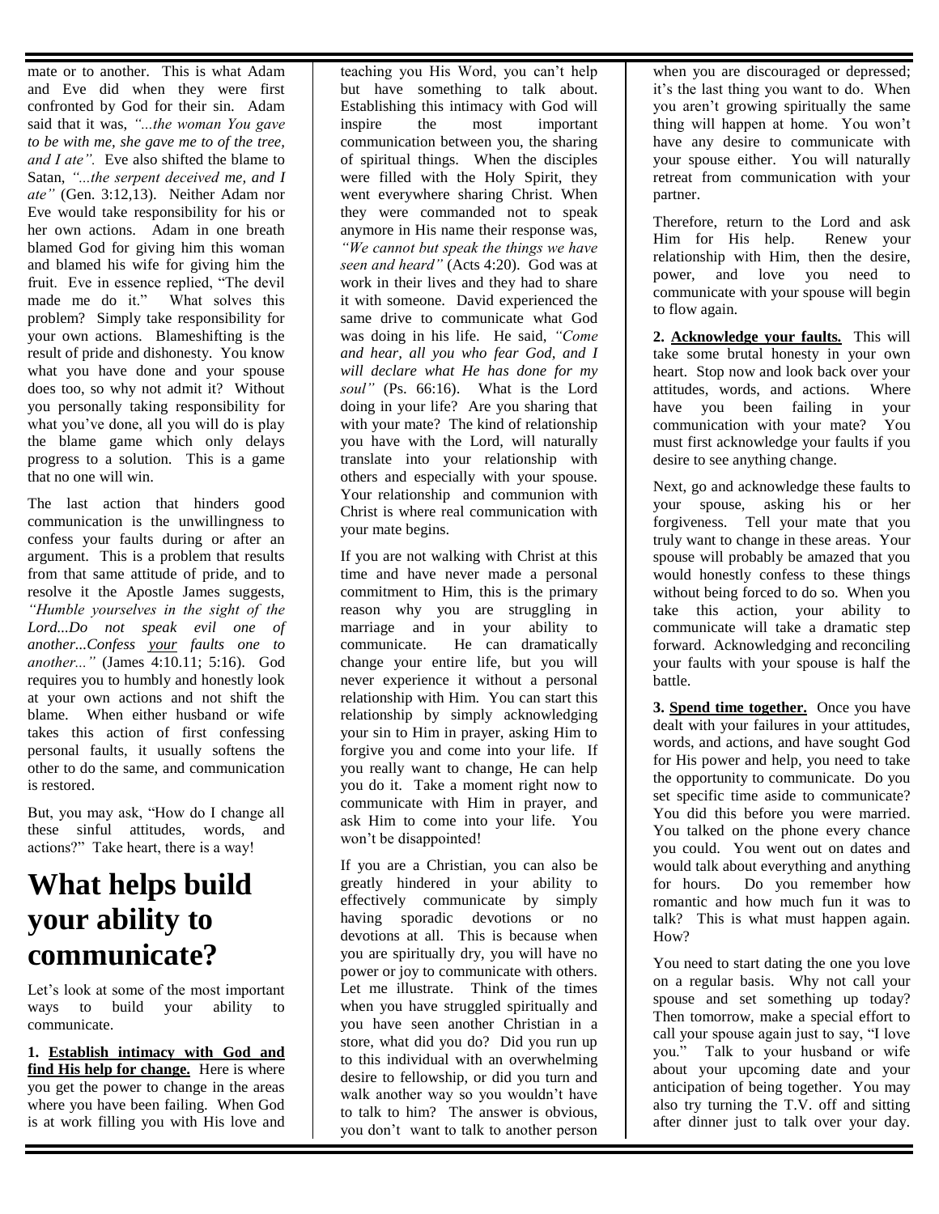mate or to another. This is what Adam and Eve did when they were first confronted by God for their sin. Adam said that it was, *"...the woman You gave to be with me, she gave me to of the tree, and I ate".* Eve also shifted the blame to Satan, *"...the serpent deceived me, and I ate"* (Gen. 3:12,13). Neither Adam nor Eve would take responsibility for his or her own actions. Adam in one breath blamed God for giving him this woman and blamed his wife for giving him the fruit. Eve in essence replied, "The devil made me do it." What solves this problem? Simply take responsibility for your own actions. Blameshifting is the result of pride and dishonesty. You know what you have done and your spouse does too, so why not admit it? Without you personally taking responsibility for what you've done, all you will do is play the blame game which only delays progress to a solution. This is a game that no one will win.

The last action that hinders good communication is the unwillingness to confess your faults during or after an argument. This is a problem that results from that same attitude of pride, and to resolve it the Apostle James suggests, *"Humble yourselves in the sight of the Lord...Do not speak evil one of another...Confess <u>your</u> faults one to another..."* (James 4:10.11; 5:16). God requires you to humbly and honestly look at your own actions and not shift the blame. When either husband or wife takes this action of first confessing personal faults, it usually softens the other to do the same, and communication is restored.

But, you may ask, "How do I change all these sinful attitudes, words, and actions?" Take heart, there is a way!

# What helps build your ability to communicate?

Let's look at some of the most important ways to build your ability to communicate.

**1. <u>Establish intimacy with God and find His help for change.</u>** Here is where you get the power to change in the areas where you have been failing. When God is at work filling you with His love and teaching you His Word, you can't help but have something to talk about. Establishing this intimacy with God will inspire the most important communication between you, the sharing of spiritual things. When the disciples were filled with the Holy Spirit, they went everywhere sharing Christ. When they were commanded not to speak anymore in His name their response was, *"We cannot but speak the things we have seen and heard"* (Acts 4:20). God was at work in their lives and they had to share it with someone. David experienced the same drive to communicate what God was doing in his life. He said, *"Come and hear, all you who fear God, and I will declare what He has done for my soul"* (Ps. 66:16). What is the Lord doing in your life? Are you sharing that with your mate? The kind of relationship you have with the Lord, will naturally translate into your relationship with others and especially with your spouse. Your relationship and communion with Christ is where real communication with your mate begins.

If you are not walking with Christ at this time and have never made a personal commitment to Him, this is the primary reason why you are struggling in marriage and in your ability to communicate. He can dramatically change your entire life, but you will never experience it without a personal relationship with Him. You can start this relationship by simply acknowledging your sin to Him in prayer, asking Him to forgive you and come into your life. If you really want to change, He can help you do it. Take a moment right now to communicate with Him in prayer, and ask Him to come into your life. You won't be disappointed!

If you are a Christian, you can also be greatly hindered in your ability to effectively communicate by simply having sporadic devotions or no devotions at all. This is because when you are spiritually dry, you will have no power or joy to communicate with others. Let me illustrate. Think of the times when you have struggled spiritually and you have seen another Christian in a store, what did you do? Did you run up to this individual with an overwhelming desire to fellowship, or did you turn and walk another way so you wouldn't have to talk to him? The answer is obvious, you don't want to talk to another person when you are discouraged or depressed; it's the last thing you want to do. When you aren't growing spiritually the same thing will happen at home. You won't have any desire to communicate with your spouse either. You will naturally retreat from communication with your partner.

Therefore, return to the Lord and ask Him for His help. Renew your relationship with Him, then the desire, power, and love you need to communicate with your spouse will begin to flow again.

**2. <u>Acknowledge your faults.</u>** This will take some brutal honesty in your own heart. Stop now and look back over your attitudes, words, and actions. Where have you been failing in your communication with your mate? You must first acknowledge your faults if you desire to see anything change.

Next, go and acknowledge these faults to your spouse, asking his or her forgiveness. Tell your mate that you truly want to change in these areas. Your spouse will probably be amazed that you would honestly confess to these things without being forced to do so. When you take this action, your ability to communicate will take a dramatic step forward. Acknowledging and reconciling your faults with your spouse is half the battle.

**3. <u>Spend time together.</u>** Once you have dealt with your failures in your attitudes, words, and actions, and have sought God for His power and help, you need to take the opportunity to communicate. Do you set specific time aside to communicate? You did this before you were married. You talked on the phone every chance you could. You went out on dates and would talk about everything and anything for hours. Do you remember how romantic and how much fun it was to talk? This is what must happen again. How?

You need to start dating the one you love on a regular basis. Why not call your spouse and set something up today? Then tomorrow, make a special effort to call your spouse again just to say, "I love you." Talk to your husband or wife about your upcoming date and your anticipation of being together. You may also try turning the T.V. off and sitting after dinner just to talk over your day.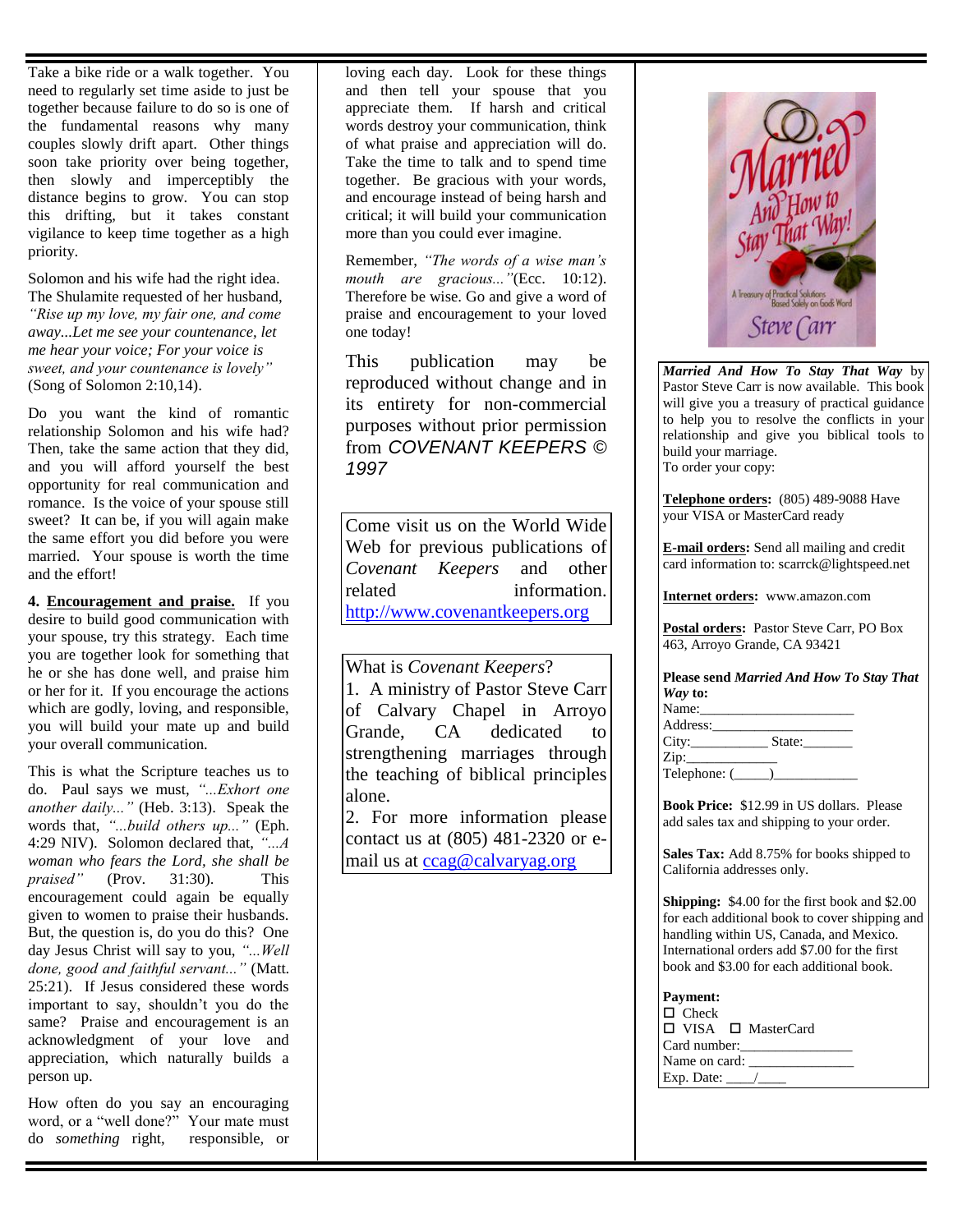Take a bike ride or a walk together. You need to regularly set time aside to just be together because failure to do so is one of the fundamental reasons why many couples slowly drift apart. Other things soon take priority over being together, then slowly and imperceptibly the distance begins to grow. You can stop this drifting, but it takes constant vigilance to keep time together as a high priority.

Solomon and his wife had the right idea. The Shulamite requested of her husband, *"Rise up my love, my fair one, and come away...Let me see your countenance, let me hear your voice; For your voice is sweet, and your countenance is lovely"* (Song of Solomon 2:10,14).

Do you want the kind of romantic relationship Solomon and his wife had? Then, take the same action that they did, and you will afford yourself the best opportunity for real communication and romance. Is the voice of your spouse still sweet? It can be, if you will again make the same effort you did before you were married. Your spouse is worth the time and the effort!

**4. Encouragement and praise.** If you desire to build good communication with your spouse, try this strategy. Each time you are together look for something that he or she has done well, and praise him or her for it. If you encourage the actions which are godly, loving, and responsible, you will build your mate up and build your overall communication.

This is what the Scripture teaches us to do. Paul says we must, *"...Exhort one another daily..."* (Heb. 3:13). Speak the words that, *"...build others up..."* (Eph. 4:29 NIV). Solomon declared that, *"...A woman who fears the Lord, she shall be praised"* (Prov. 31:30). This encouragement could again be equally given to women to praise their husbands. But, the question is, do you do this? One day Jesus Christ will say to you, *"...Well done, good and faithful servant..."* (Matt. 25:21). If Jesus considered these words important to say, shouldn't you do the same? Praise and encouragement is an acknowledgment of your love and appreciation, which naturally builds a person up.

How often do you say an encouraging word, or a "well done?" Your mate must do *something* right, responsible, or loving each day. Look for these things and then tell your spouse that you appreciate them. If harsh and critical words destroy your communication, think of what praise and appreciation will do. Take the time to talk and to spend time together. Be gracious with your words, and encourage instead of being harsh and critical; it will build your communication more than you could ever imagine.

Remember, *"The words of a wise man's mouth are gracious..."*(Ecc. 10:12). Therefore be wise. Go and give a word of praise and encouragement to your loved one today!

This publication may be reproduced without change and in its entirety for non-commercial purposes without prior permission from *COVENANT KEEPERS © 1997*

Come visit us on the World Wide Web for previous publications of *Covenant Keepers* and other related information. http://www.covenantkeepers.org

What is *Covenant Keepers*?
1. A ministry of Pastor Steve Carr of Calvary Chapel in Arroyo Grande, CA dedicated to strengthening marriages through the teaching of biblical principles alone.
2. For more information please contact us at (805) 481-2320 or e-mail us at ccag@calvaryag.org

***Married And How To Stay That Way*** by Pastor Steve Carr is now available. This book will give you a treasury of practical guidance to help you to resolve the conflicts in your relationship and give you biblical tools to build your marriage.
To order your copy:

**Telephone orders:** (805) 489-9088 Have your VISA or MasterCard ready

**E-mail orders:** Send all mailing and credit card information to: scarrck@lightspeed.net

**Internet orders:** www.amazon.com

**Postal orders:** Pastor Steve Carr, PO Box 463, Arroyo Grande, CA 93421

**Please send *Married And How To Stay That Way* to:**
Name:______________________
Address:____________________
City:___________ State:_______
Zip:_____________
Telephone: (_____)____________

**Book Price:** $12.99 in US dollars. Please add sales tax and shipping to your order.

**Sales Tax:** Add 8.75% for books shipped to California addresses only.

**Shipping:** $4.00 for the first book and $2.00 for each additional book to cover shipping and handling within US, Canada, and Mexico. International orders add $7.00 for the first book and $3.00 for each additional book.

**Payment:**
☐ Check
☐ VISA ☐ MasterCard
Card number:________________
Name on card: _______________
Exp. Date: ____/____